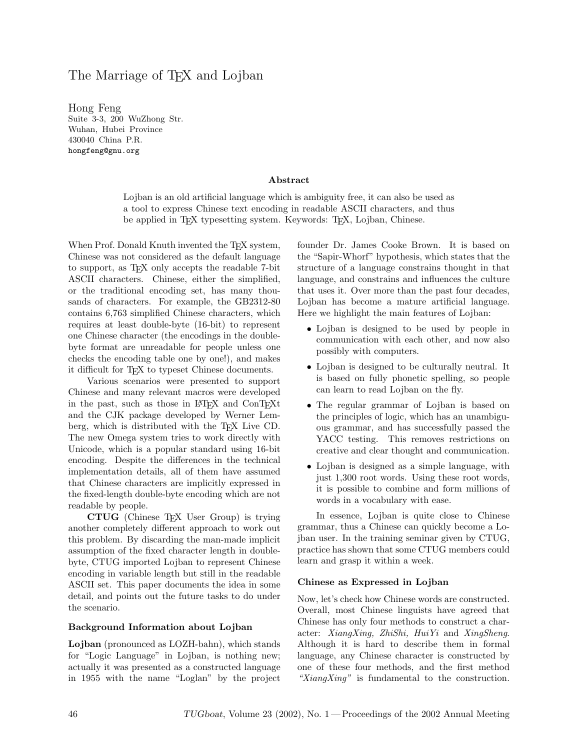# The Marriage of TEX and Lojban

Hong Feng
Suite 3-3, 200 WuZhong Str.
Wuhan, Hubei Province
430040 China P.R.
hongfeng@gnu.org

### Abstract

Lojban is an old artificial language which is ambiguity free, it can also be used as a tool to express Chinese text encoding in readable ASCII characters, and thus be applied in TEX typesetting system. Keywords: TEX, Lojban, Chinese.

When Prof. Donald Knuth invented the TEX system, Chinese was not considered as the default language to support, as TEX only accepts the readable 7-bit ASCII characters. Chinese, either the simplified, or the traditional encoding set, has many thousands of characters. For example, the GB2312-80 contains 6,763 simplified Chinese characters, which requires at least double-byte (16-bit) to represent one Chinese character (the encodings in the double-byte format are unreadable for people unless one checks the encoding table one by one!), and makes it difficult for TEX to typeset Chinese documents.

Various scenarios were presented to support Chinese and many relevant macros were developed in the past, such as those in LATEX and ConTEXt and the CJK package developed by Werner Lemberg, which is distributed with the TEX Live CD. The new Omega system tries to work directly with Unicode, which is a popular standard using 16-bit encoding. Despite the differences in the technical implementation details, all of them have assumed that Chinese characters are implicitly expressed in the fixed-length double-byte encoding which are not readable by people.

**CTUG** (Chinese TEX User Group) is trying another completely different approach to work out this problem. By discarding the man-made implicit assumption of the fixed character length in double-byte, CTUG imported Lojban to represent Chinese encoding in variable length but still in the readable ASCII set. This paper documents the idea in some detail, and points out the future tasks to do under the scenario.

### Background Information about Lojban

**Lojban** (pronounced as LOZH-bahn), which stands for "Logic Language" in Lojban, is nothing new; actually it was presented as a constructed language in 1955 with the name "Loglan" by the project founder Dr. James Cooke Brown. It is based on the "Sapir-Whorf" hypothesis, which states that the structure of a language constrains thought in that language, and constrains and influences the culture that uses it. Over more than the past four decades, Lojban has become a mature artificial language. Here we highlight the main features of Lojban:

- Lojban is designed to be used by people in communication with each other, and now also possibly with computers.
- Lojban is designed to be culturally neutral. It is based on fully phonetic spelling, so people can learn to read Lojban on the fly.
- The regular grammar of Lojban is based on the principles of logic, which has an unambiguous grammar, and has successfully passed the YACC testing. This removes restrictions on creative and clear thought and communication.
- Lojban is designed as a simple language, with just 1,300 root words. Using these root words, it is possible to combine and form millions of words in a vocabulary with ease.

In essence, Lojban is quite close to Chinese grammar, thus a Chinese can quickly become a Lojban user. In the training seminar given by CTUG, practice has shown that some CTUG members could learn and grasp it within a week.

### Chinese as Expressed in Lojban

Now, let's check how Chinese words are constructed. Overall, most Chinese linguists have agreed that Chinese has only four methods to construct a character: *XiangXing, ZhiShi, HuiYi* and *XingSheng*. Although it is hard to describe them in formal language, any Chinese character is constructed by one of these four methods, and the first method *"XiangXing"* is fundamental to the construction.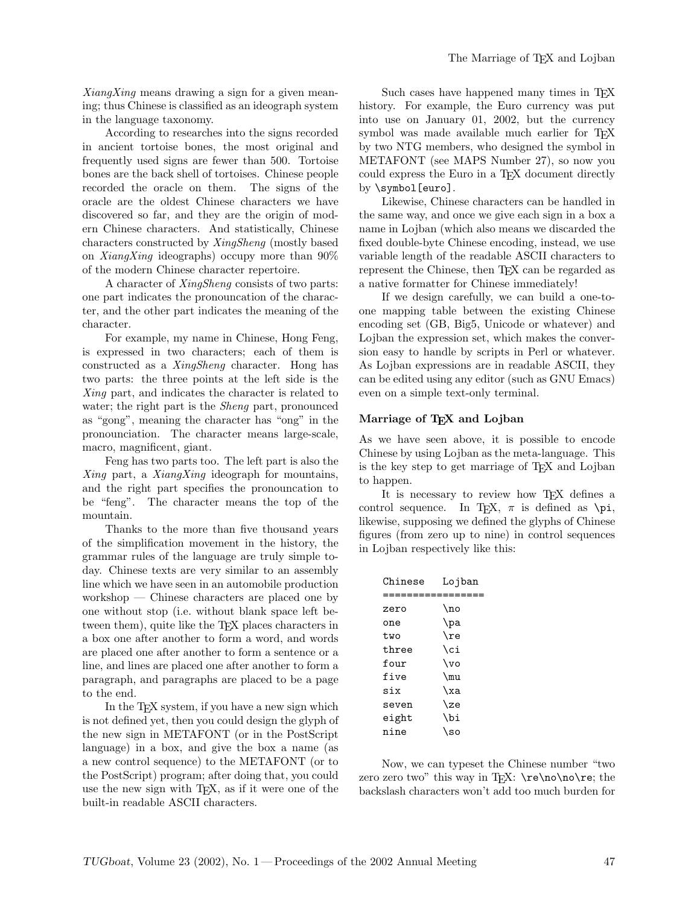*XiangXing* means drawing a sign for a given meaning; thus Chinese is classified as an ideograph system in the language taxonomy.

According to researches into the signs recorded in ancient tortoise bones, the most original and frequently used signs are fewer than 500. Tortoise bones are the back shell of tortoises. Chinese people recorded the oracle on them. The signs of the oracle are the oldest Chinese characters we have discovered so far, and they are the origin of modern Chinese characters. And statistically, Chinese characters constructed by *XingSheng* (mostly based on *XiangXing* ideographs) occupy more than 90% of the modern Chinese character repertoire.

A character of *XingSheng* consists of two parts: one part indicates the pronouncation of the character, and the other part indicates the meaning of the character.

For example, my name in Chinese, Hong Feng, is expressed in two characters; each of them is constructed as a *XingSheng* character. Hong has two parts: the three points at the left side is the *Xing* part, and indicates the character is related to water; the right part is the *Sheng* part, pronounced as "gong", meaning the character has "ong" in the pronounciation. The character means large-scale, macro, magnificent, giant.

Feng has two parts too. The left part is also the *Xing* part, a *XiangXing* ideograph for mountains, and the right part specifies the pronouncation to be "feng". The character means the top of the mountain.

Thanks to the more than five thousand years of the simplification movement in the history, the grammar rules of the language are truly simple today. Chinese texts are very similar to an assembly line which we have seen in an automobile production workshop — Chinese characters are placed one by one without stop (i.e. without blank space left between them), quite like the TeX places characters in a box one after another to form a word, and words are placed one after another to form a sentence or a line, and lines are placed one after another to form a paragraph, and paragraphs are placed to be a page to the end.

In the TeX system, if you have a new sign which is not defined yet, then you could design the glyph of the new sign in METAFONT (or in the PostScript language) in a box, and give the box a name (as a new control sequence) to the METAFONT (or to the PostScript) program; after doing that, you could use the new sign with TeX, as if it were one of the built-in readable ASCII characters.

Such cases have happened many times in TeX history. For example, the Euro currency was put into use on January 01, 2002, but the currency symbol was made available much earlier for TeX by two NTG members, who designed the symbol in METAFONT (see MAPS Number 27), so now you could express the Euro in a TeX document directly by `\symbol[euro]`.

Likewise, Chinese characters can be handled in the same way, and once we give each sign in a box a name in Lojban (which also means we discarded the fixed double-byte Chinese encoding, instead, we use variable length of the readable ASCII characters to represent the Chinese, then TeX can be regarded as a native formatter for Chinese immediately!

If we design carefully, we can build a one-to-one mapping table between the existing Chinese encoding set (GB, Big5, Unicode or whatever) and Lojban the expression set, which makes the conversion easy to handle by scripts in Perl or whatever. As Lojban expressions are in readable ASCII, they can be edited using any editor (such as GNU Emacs) even on a simple text-only terminal.

### Marriage of TeX and Lojban

As we have seen above, it is possible to encode Chinese by using Lojban as the meta-language. This is the key step to get marriage of TeX and Lojban to happen.

It is necessary to review how TeX defines a control sequence. In TeX, $\pi$ is defined as `\pi`, likewise, supposing we defined the glyphs of Chinese figures (from zero up to nine) in control sequences in Lojban respectively like this:

```
Chinese   Lojban
=================
zero      \no
one       \pa
two       \re
three     \ci
four      \vo
five      \mu
six       \xa
seven     \ze
eight     \bi
nine      \so
```

Now, we can typeset the Chinese number "two zero zero two" this way in TeX: `\re\no\no\re`; the backslash characters won't add too much burden for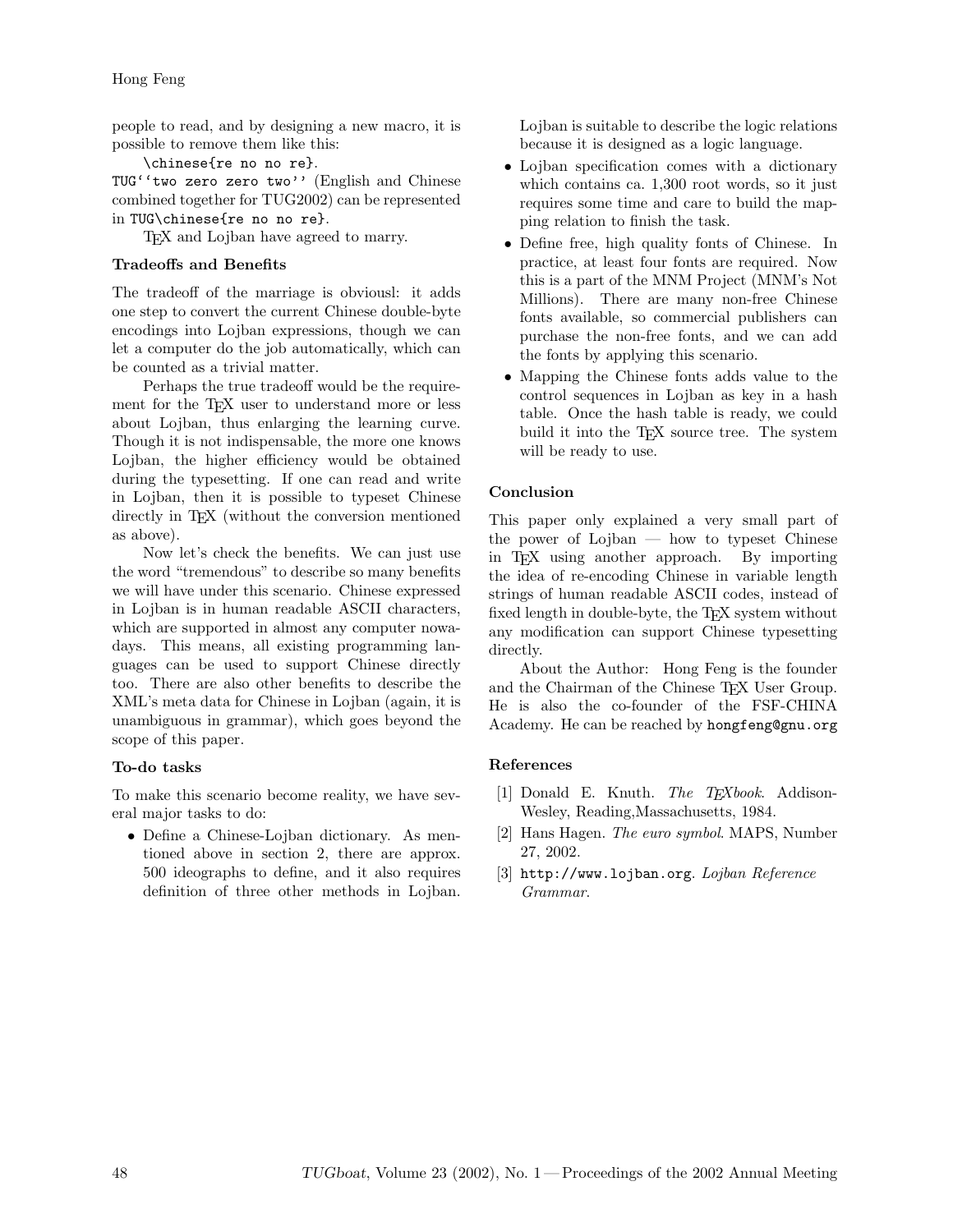people to read, and by designing a new macro, it is possible to remove them like this:

`\chinese{re no no re}`.

`TUG''two zero zero two''` (English and Chinese combined together for TUG2002) can be represented in `TUG\chinese{re no no re}`.

TEX and Lojban have agreed to marry.

### Tradeoffs and Benefits

The tradeoff of the marriage is obviousl: it adds one step to convert the current Chinese double-byte encodings into Lojban expressions, though we can let a computer do the job automatically, which can be counted as a trivial matter.

Perhaps the true tradeoff would be the requirement for the TEX user to understand more or less about Lojban, thus enlarging the learning curve. Though it is not indispensable, the more one knows Lojban, the higher efficiency would be obtained during the typesetting. If one can read and write in Lojban, then it is possible to typeset Chinese directly in TEX (without the conversion mentioned as above).

Now let's check the benefits. We can just use the word "tremendous" to describe so many benefits we will have under this scenario. Chinese expressed in Lojban is in human readable ASCII characters, which are supported in almost any computer nowadays. This means, all existing programming languages can be used to support Chinese directly too. There are also other benefits to describe the XML's meta data for Chinese in Lojban (again, it is unambiguous in grammar), which goes beyond the scope of this paper.

### To-do tasks

To make this scenario become reality, we have several major tasks to do:

- Define a Chinese-Lojban dictionary. As mentioned above in section 2, there are approx. 500 ideographs to define, and it also requires definition of three other methods in Lojban. Lojban is suitable to describe the logic relations because it is designed as a logic language.
- Lojban specification comes with a dictionary which contains ca. 1,300 root words, so it just requires some time and care to build the mapping relation to finish the task.
- Define free, high quality fonts of Chinese. In practice, at least four fonts are required. Now this is a part of the MNM Project (MNM's Not Millions). There are many non-free Chinese fonts available, so commercial publishers can purchase the non-free fonts, and we can add the fonts by applying this scenario.
- Mapping the Chinese fonts adds value to the control sequences in Lojban as key in a hash table. Once the hash table is ready, we could build it into the TEX source tree. The system will be ready to use.

### Conclusion

This paper only explained a very small part of the power of Lojban — how to typeset Chinese in TEX using another approach. By importing the idea of re-encoding Chinese in variable length strings of human readable ASCII codes, instead of fixed length in double-byte, the TEX system without any modification can support Chinese typesetting directly.

About the Author: Hong Feng is the founder and the Chairman of the Chinese TEX User Group. He is also the co-founder of the FSF-CHINA Academy. He can be reached by `hongfeng@gnu.org`

### References

[1] Donald E. Knuth. *The TEXbook*. Addison-Wesley, Reading,Massachusetts, 1984.

[2] Hans Hagen. *The euro symbol*. MAPS, Number 27, 2002.

[3] `http://www.lojban.org`. *Lojban Reference Grammar*.